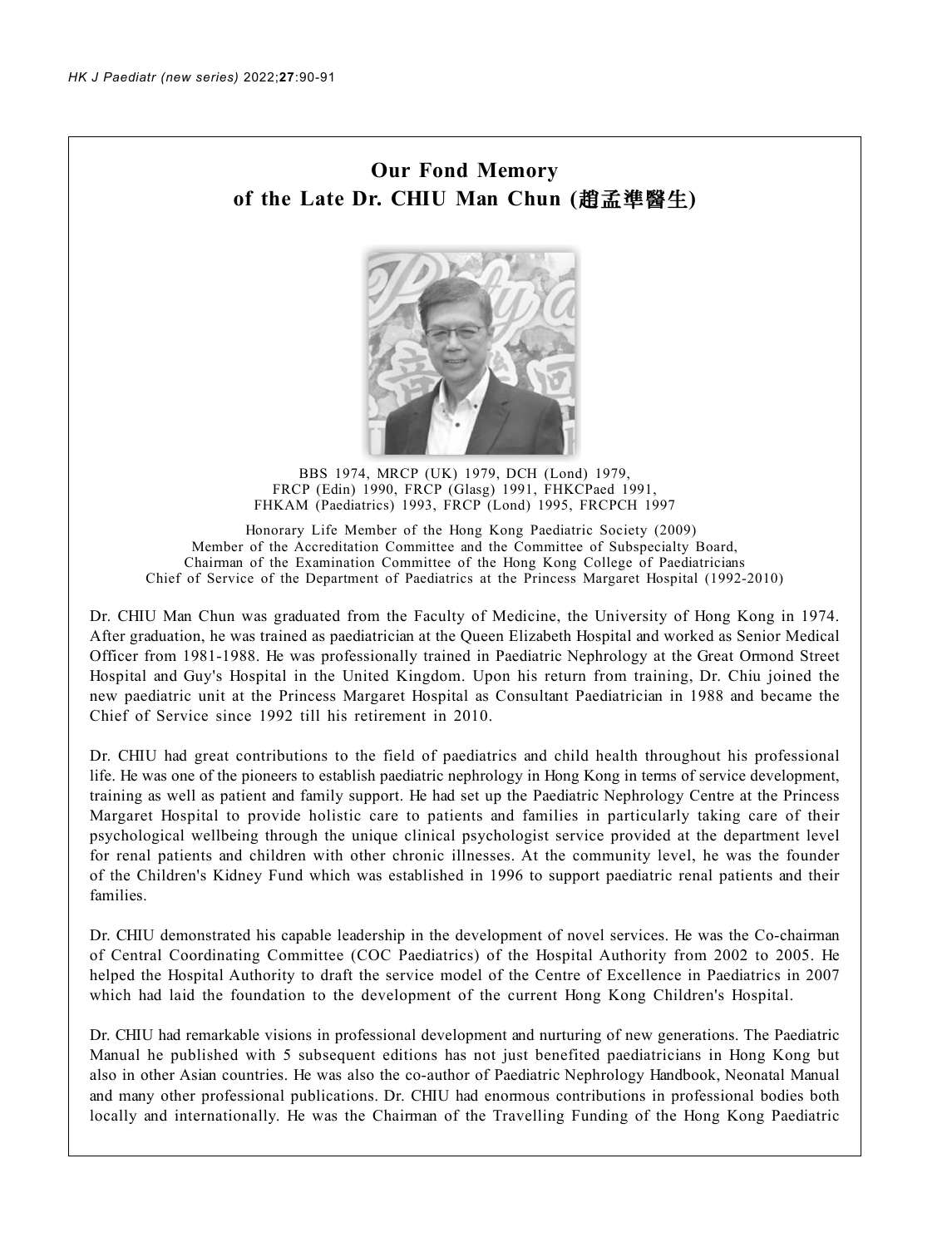# Our Fond Memory of the Late Dr. CHIU Man Chun (趙孟準醫生)

BBS 1974, MRCP (UK) 1979, DCH (Lond) 1979,
FRCP (Edin) 1990, FRCP (Glasg) 1991, FHKCPaed 1991,
FHKAM (Paediatrics) 1993, FRCP (Lond) 1995, FRCPCH 1997

Honorary Life Member of the Hong Kong Paediatric Society (2009)
Member of the Accreditation Committee and the Committee of Subspecialty Board,
Chairman of the Examination Committee of the Hong Kong College of Paediatricians
Chief of Service of the Department of Paediatrics at the Princess Margaret Hospital (1992-2010)

Dr. CHIU Man Chun was graduated from the Faculty of Medicine, the University of Hong Kong in 1974. After graduation, he was trained as paediatrician at the Queen Elizabeth Hospital and worked as Senior Medical Officer from 1981-1988. He was professionally trained in Paediatric Nephrology at the Great Ormond Street Hospital and Guy's Hospital in the United Kingdom. Upon his return from training, Dr. Chiu joined the new paediatric unit at the Princess Margaret Hospital as Consultant Paediatrician in 1988 and became the Chief of Service since 1992 till his retirement in 2010.

Dr. CHIU had great contributions to the field of paediatrics and child health throughout his professional life. He was one of the pioneers to establish paediatric nephrology in Hong Kong in terms of service development, training as well as patient and family support. He had set up the Paediatric Nephrology Centre at the Princess Margaret Hospital to provide holistic care to patients and families in particularly taking care of their psychological wellbeing through the unique clinical psychologist service provided at the department level for renal patients and children with other chronic illnesses. At the community level, he was the founder of the Children's Kidney Fund which was established in 1996 to support paediatric renal patients and their families.

Dr. CHIU demonstrated his capable leadership in the development of novel services. He was the Co-chairman of Central Coordinating Committee (COC Paediatrics) of the Hospital Authority from 2002 to 2005. He helped the Hospital Authority to draft the service model of the Centre of Excellence in Paediatrics in 2007 which had laid the foundation to the development of the current Hong Kong Children's Hospital.

Dr. CHIU had remarkable visions in professional development and nurturing of new generations. The Paediatric Manual he published with 5 subsequent editions has not just benefited paediatricians in Hong Kong but also in other Asian countries. He was also the co-author of Paediatric Nephrology Handbook, Neonatal Manual and many other professional publications. Dr. CHIU had enormous contributions in professional bodies both locally and internationally. He was the Chairman of the Travelling Funding of the Hong Kong Paediatric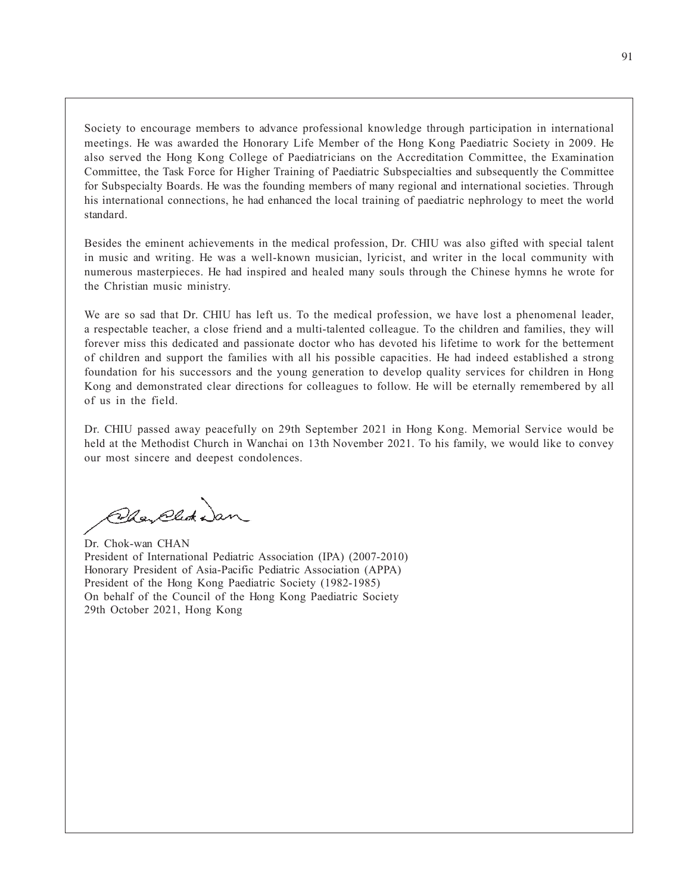Society to encourage members to advance professional knowledge through participation in international meetings. He was awarded the Honorary Life Member of the Hong Kong Paediatric Society in 2009. He also served the Hong Kong College of Paediatricians on the Accreditation Committee, the Examination Committee, the Task Force for Higher Training of Paediatric Subspecialties and subsequently the Committee for Subspecialty Boards. He was the founding members of many regional and international societies. Through his international connections, he had enhanced the local training of paediatric nephrology to meet the world standard.

Besides the eminent achievements in the medical profession, Dr. CHIU was also gifted with special talent in music and writing. He was a well-known musician, lyricist, and writer in the local community with numerous masterpieces. He had inspired and healed many souls through the Chinese hymns he wrote for the Christian music ministry.

We are so sad that Dr. CHIU has left us. To the medical profession, we have lost a phenomenal leader, a respectable teacher, a close friend and a multi-talented colleague. To the children and families, they will forever miss this dedicated and passionate doctor who has devoted his lifetime to work for the betterment of children and support the families with all his possible capacities. He had indeed established a strong foundation for his successors and the young generation to develop quality services for children in Hong Kong and demonstrated clear directions for colleagues to follow. He will be eternally remembered by all of us in the field.

Dr. CHIU passed away peacefully on 29th September 2021 in Hong Kong. Memorial Service would be held at the Methodist Church in Wanchai on 13th November 2021. To his family, we would like to convey our most sincere and deepest condolences.

Dr. Chok-wan CHAN
President of International Pediatric Association (IPA) (2007-2010)
Honorary President of Asia-Pacific Pediatric Association (APPA)
President of the Hong Kong Paediatric Society (1982-1985)
On behalf of the Council of the Hong Kong Paediatric Society
29th October 2021, Hong Kong